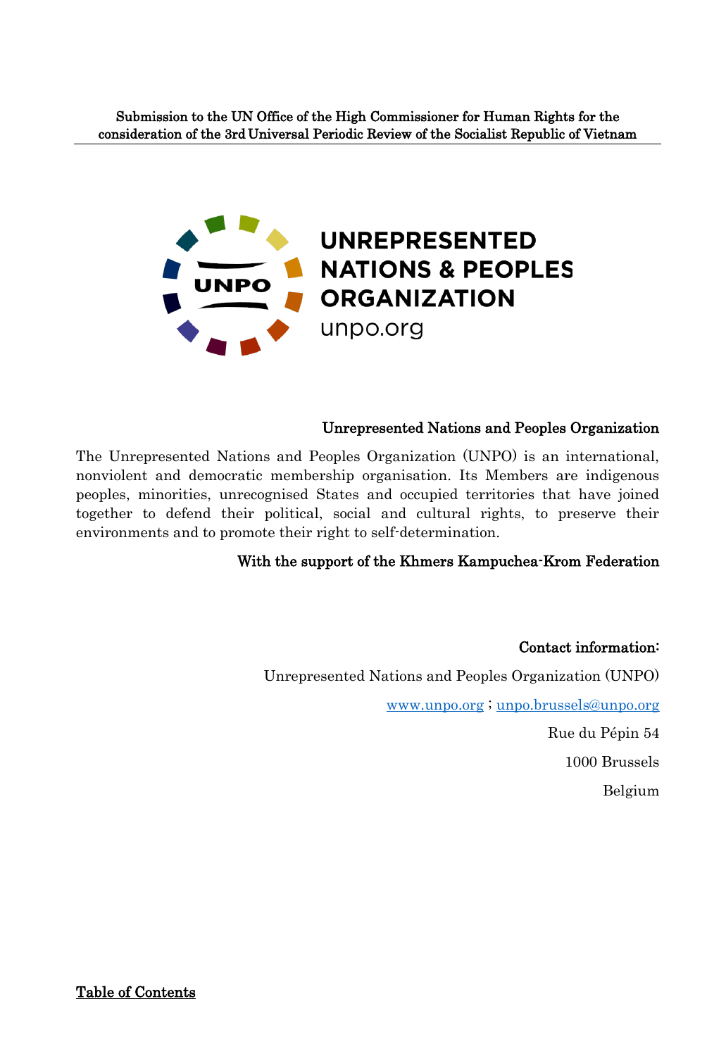**Submission to the UN Office of the High Commissioner for Human Rights for the consideration of the 3rd Universal Periodic Review of the Socialist Republic of Vietnam**

---

UNPO

# UNREPRESENTED NATIONS & PEOPLES ORGANIZATION

unpo.org

**Unrepresented Nations and Peoples Organization**

The Unrepresented Nations and Peoples Organization (UNPO) is an international, nonviolent and democratic membership organisation. Its Members are indigenous peoples, minorities, unrecognised States and occupied territories that have joined together to defend their political, social and cultural rights, to preserve their environments and to promote their right to self-determination.

**With the support of the Khmers Kampuchea-Krom Federation**

**Contact information:**

Unrepresented Nations and Peoples Organization (UNPO)

[www.unpo.org](http://www.unpo.org) ; [unpo.brussels@unpo.org](mailto:unpo.brussels@unpo.org)

Rue du Pépin 54

1000 Brussels

Belgium

**Table of Contents**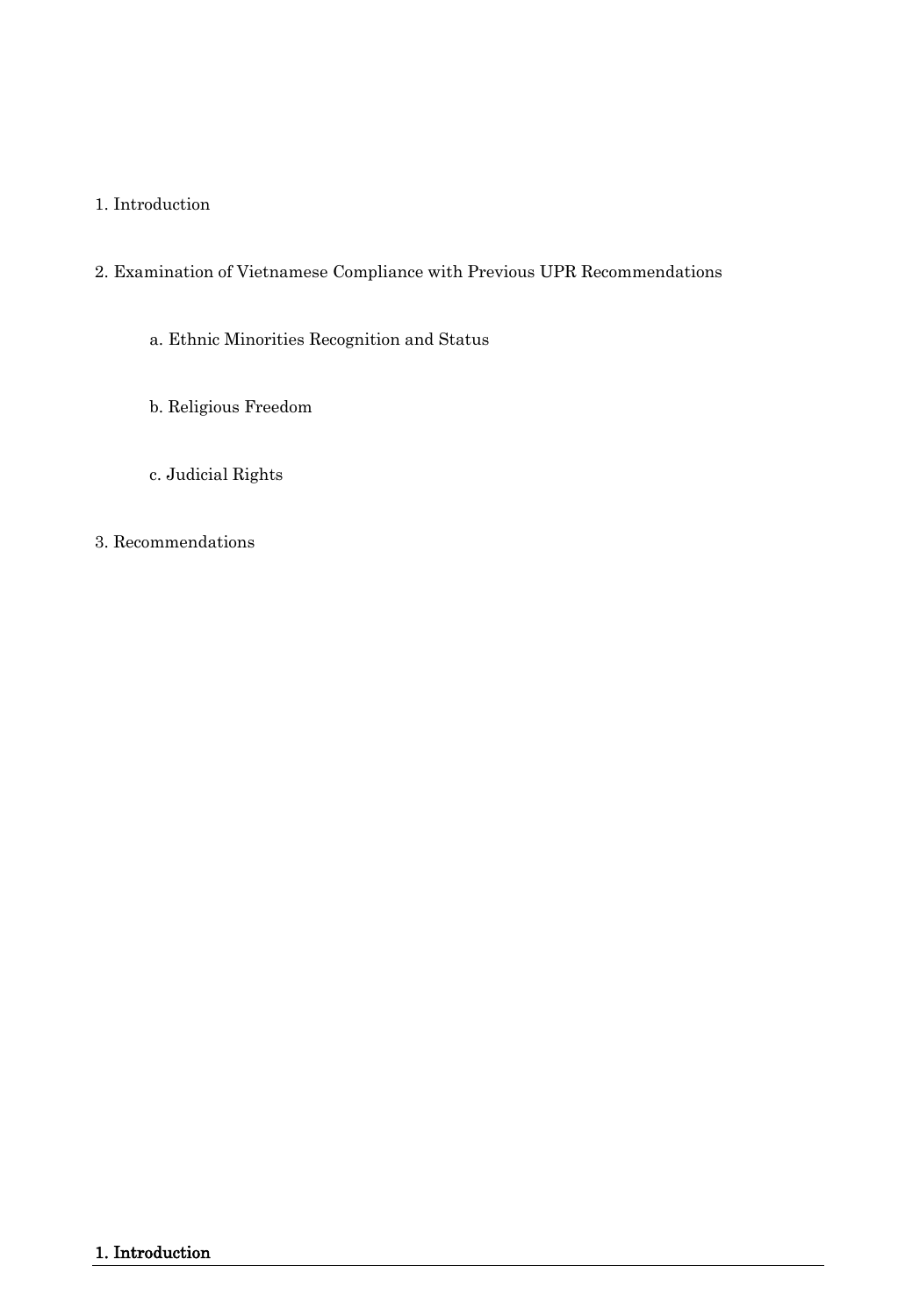1. Introduction

2. Examination of Vietnamese Compliance with Previous UPR Recommendations

    a. Ethnic Minorities Recognition and Status

    b. Religious Freedom

    c. Judicial Rights

3. Recommendations

## 1. Introduction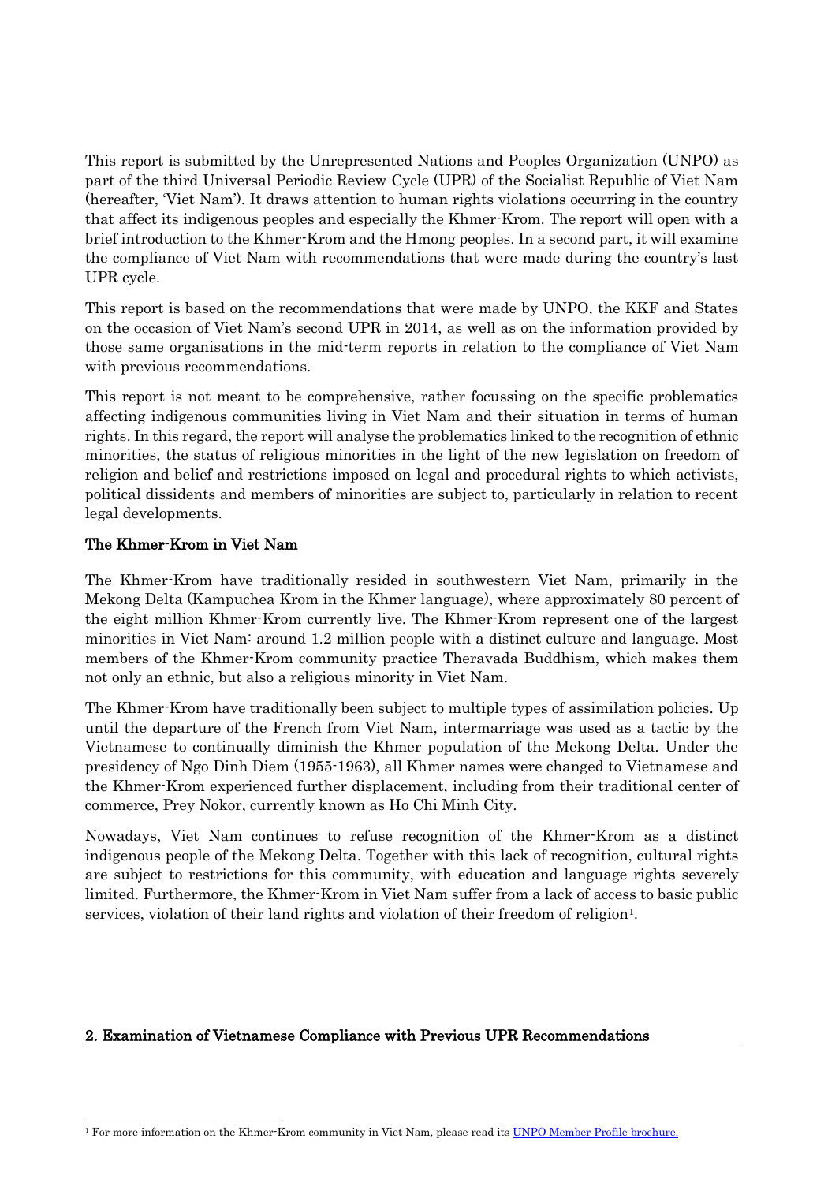This report is submitted by the Unrepresented Nations and Peoples Organization (UNPO) as part of the third Universal Periodic Review Cycle (UPR) of the Socialist Republic of Viet Nam (hereafter, 'Viet Nam'). It draws attention to human rights violations occurring in the country that affect its indigenous peoples and especially the Khmer-Krom. The report will open with a brief introduction to the Khmer-Krom and the Hmong peoples. In a second part, it will examine the compliance of Viet Nam with recommendations that were made during the country's last UPR cycle.

This report is based on the recommendations that were made by UNPO, the KKF and States on the occasion of Viet Nam's second UPR in 2014, as well as on the information provided by those same organisations in the mid-term reports in relation to the compliance of Viet Nam with previous recommendations.

This report is not meant to be comprehensive, rather focussing on the specific problematics affecting indigenous communities living in Viet Nam and their situation in terms of human rights. In this regard, the report will analyse the problematics linked to the recognition of ethnic minorities, the status of religious minorities in the light of the new legislation on freedom of religion and belief and restrictions imposed on legal and procedural rights to which activists, political dissidents and members of minorities are subject to, particularly in relation to recent legal developments.

### The Khmer-Krom in Viet Nam

The Khmer-Krom have traditionally resided in southwestern Viet Nam, primarily in the Mekong Delta (Kampuchea Krom in the Khmer language), where approximately 80 percent of the eight million Khmer-Krom currently live. The Khmer-Krom represent one of the largest minorities in Viet Nam: around 1.2 million people with a distinct culture and language. Most members of the Khmer-Krom community practice Theravada Buddhism, which makes them not only an ethnic, but also a religious minority in Viet Nam.

The Khmer-Krom have traditionally been subject to multiple types of assimilation policies. Up until the departure of the French from Viet Nam, intermarriage was used as a tactic by the Vietnamese to continually diminish the Khmer population of the Mekong Delta. Under the presidency of Ngo Dinh Diem (1955-1963), all Khmer names were changed to Vietnamese and the Khmer-Krom experienced further displacement, including from their traditional center of commerce, Prey Nokor, currently known as Ho Chi Minh City.

Nowadays, Viet Nam continues to refuse recognition of the Khmer-Krom as a distinct indigenous people of the Mekong Delta. Together with this lack of recognition, cultural rights are subject to restrictions for this community, with education and language rights severely limited. Furthermore, the Khmer-Krom in Viet Nam suffer from a lack of access to basic public services, violation of their land rights and violation of their freedom of religion[1].

## 2. Examination of Vietnamese Compliance with Previous UPR Recommendations

[1] For more information on the Khmer-Krom community in Viet Nam, please read its UNPO Member Profile brochure.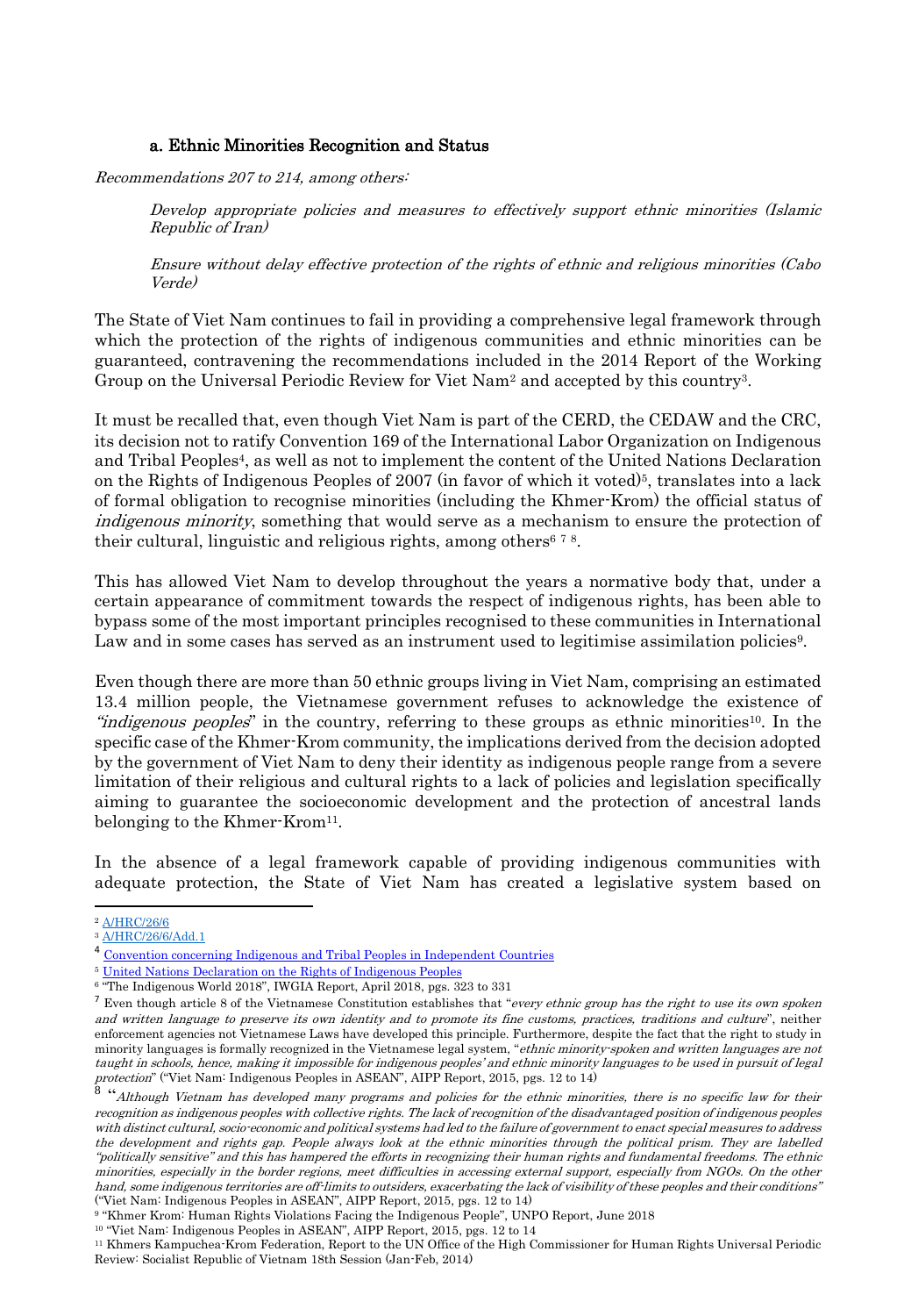### a. Ethnic Minorities Recognition and Status

*Recommendations 207 to 214, among others:*

> *Develop appropriate policies and measures to effectively support ethnic minorities (Islamic Republic of Iran)*
>
> *Ensure without delay effective protection of the rights of ethnic and religious minorities (Cabo Verde)*

The State of Viet Nam continues to fail in providing a comprehensive legal framework through which the protection of the rights of indigenous communities and ethnic minorities can be guaranteed, contravening the recommendations included in the 2014 Report of the Working Group on the Universal Periodic Review for Viet Nam[2] and accepted by this country[3].

It must be recalled that, even though Viet Nam is part of the CERD, the CEDAW and the CRC, its decision not to ratify Convention 169 of the International Labor Organization on Indigenous and Tribal Peoples[4], as well as not to implement the content of the United Nations Declaration on the Rights of Indigenous Peoples of 2007 (in favor of which it voted)[5], translates into a lack of formal obligation to recognise minorities (including the Khmer-Krom) the official status of *indigenous minority*, something that would serve as a mechanism to ensure the protection of their cultural, linguistic and religious rights, among others[6] [7] [8].

This has allowed Viet Nam to develop throughout the years a normative body that, under a certain appearance of commitment towards the respect of indigenous rights, has been able to bypass some of the most important principles recognised to these communities in International Law and in some cases has served as an instrument used to legitimise assimilation policies[9].

Even though there are more than 50 ethnic groups living in Viet Nam, comprising an estimated 13.4 million people, the Vietnamese government refuses to acknowledge the existence of *"indigenous peoples*" in the country, referring to these groups as ethnic minorities[10]. In the specific case of the Khmer-Krom community, the implications derived from the decision adopted by the government of Viet Nam to deny their identity as indigenous people range from a severe limitation of their religious and cultural rights to a lack of policies and legislation specifically aiming to guarantee the socioeconomic development and the protection of ancestral lands belonging to the Khmer-Krom[11].

In the absence of a legal framework capable of providing indigenous communities with adequate protection, the State of Viet Nam has created a legislative system based on

---

[2] A/HRC/26/6

[3] A/HRC/26/6/Add.1

[4] Convention concerning Indigenous and Tribal Peoples in Independent Countries

[5] United Nations Declaration on the Rights of Indigenous Peoples

[6] "The Indigenous World 2018", IWGIA Report, April 2018, pgs. 323 to 331

[7] Even though article 8 of the Vietnamese Constitution establishes that "*every ethnic group has the right to use its own spoken and written language to preserve its own identity and to promote its fine customs, practices, traditions and culture*", neither enforcement agencies not Vietnamese Laws have developed this principle. Furthermore, despite the fact that the right to study in minority languages is formally recognized in the Vietnamese legal system, "*ethnic minority-spoken and written languages are not taught in schools, hence, making it impossible for indigenous peoples' and ethnic minority languages to be used in pursuit of legal protection*" ("Viet Nam: Indigenous Peoples in ASEAN", AIPP Report, 2015, pgs. 12 to 14)

[8] "*Although Vietnam has developed many programs and policies for the ethnic minorities, there is no specific law for their recognition as indigenous peoples with collective rights. The lack of recognition of the disadvantaged position of indigenous peoples with distinct cultural, socio-economic and political systems had led to the failure of government to enact special measures to address the development and rights gap. People always look at the ethnic minorities through the political prism. They are labelled "politically sensitive" and this has hampered the efforts in recognizing their human rights and fundamental freedoms. The ethnic minorities, especially in the border regions, meet difficulties in accessing external support, especially from NGOs. On the other hand, some indigenous territories are off-limits to outsiders, exacerbating the lack of visibility of these peoples and their conditions*" ("Viet Nam: Indigenous Peoples in ASEAN", AIPP Report, 2015, pgs. 12 to 14)

[9] "Khmer Krom: Human Rights Violations Facing the Indigenous People", UNPO Report, June 2018

[10] "Viet Nam: Indigenous Peoples in ASEAN", AIPP Report, 2015, pgs. 12 to 14

[11] Khmers Kampuchea-Krom Federation, Report to the UN Office of the High Commissioner for Human Rights Universal Periodic Review: Socialist Republic of Vietnam 18th Session (Jan-Feb, 2014)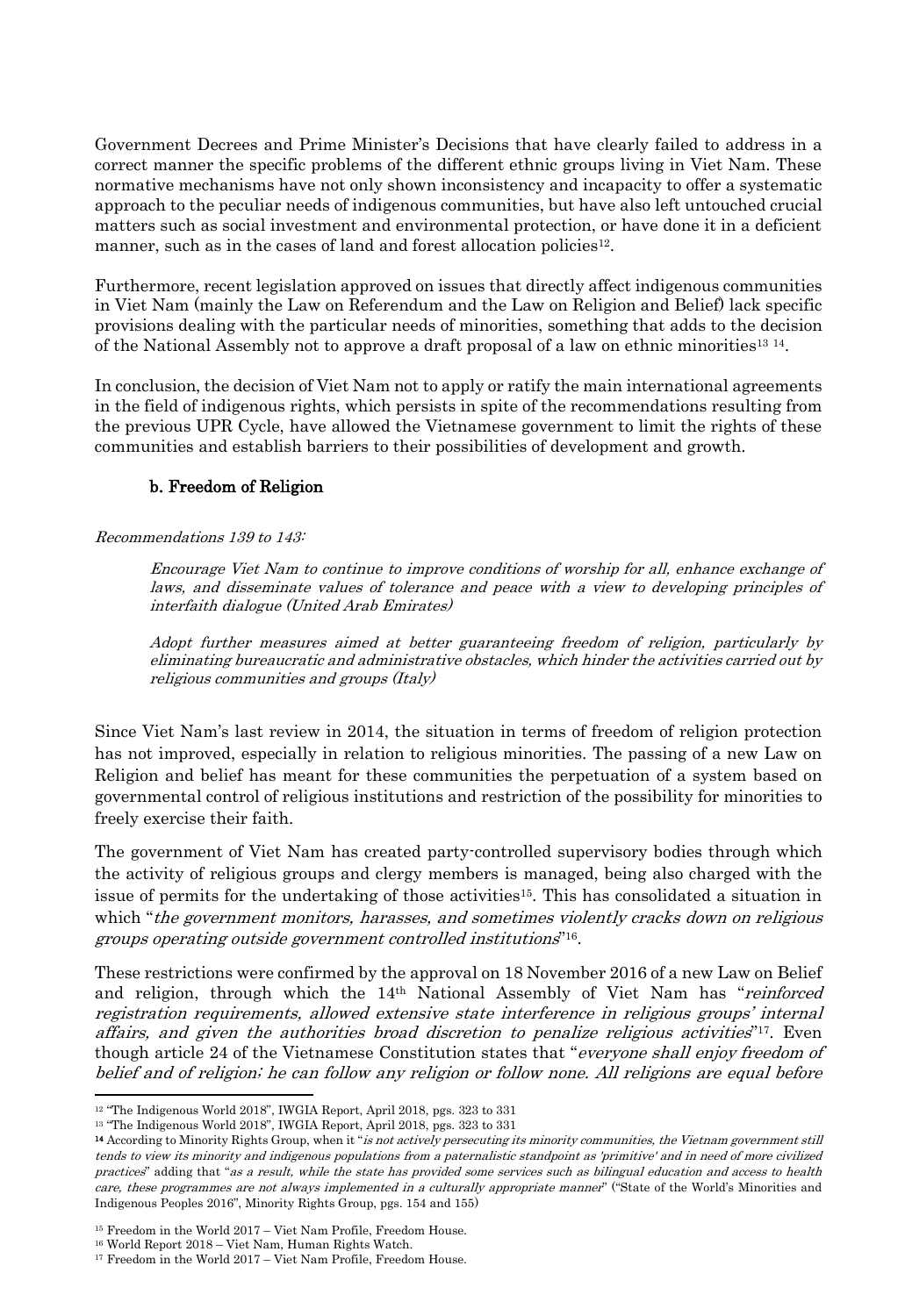Government Decrees and Prime Minister's Decisions that have clearly failed to address in a correct manner the specific problems of the different ethnic groups living in Viet Nam. These normative mechanisms have not only shown inconsistency and incapacity to offer a systematic approach to the peculiar needs of indigenous communities, but have also left untouched crucial matters such as social investment and environmental protection, or have done it in a deficient manner, such as in the cases of land and forest allocation policies[12].

Furthermore, recent legislation approved on issues that directly affect indigenous communities in Viet Nam (mainly the Law on Referendum and the Law on Religion and Belief) lack specific provisions dealing with the particular needs of minorities, something that adds to the decision of the National Assembly not to approve a draft proposal of a law on ethnic minorities[13] [14].

In conclusion, the decision of Viet Nam not to apply or ratify the main international agreements in the field of indigenous rights, which persists in spite of the recommendations resulting from the previous UPR Cycle, have allowed the Vietnamese government to limit the rights of these communities and establish barriers to their possibilities of development and growth.

### b. Freedom of Religion

*Recommendations 139 to 143:*

> *Encourage Viet Nam to continue to improve conditions of worship for all, enhance exchange of laws, and disseminate values of tolerance and peace with a view to developing principles of interfaith dialogue (United Arab Emirates)*
>
> *Adopt further measures aimed at better guaranteeing freedom of religion, particularly by eliminating bureaucratic and administrative obstacles, which hinder the activities carried out by religious communities and groups (Italy)*

Since Viet Nam's last review in 2014, the situation in terms of freedom of religion protection has not improved, especially in relation to religious minorities. The passing of a new Law on Religion and belief has meant for these communities the perpetuation of a system based on governmental control of religious institutions and restriction of the possibility for minorities to freely exercise their faith.

The government of Viet Nam has created party-controlled supervisory bodies through which the activity of religious groups and clergy members is managed, being also charged with the issue of permits for the undertaking of those activities[15]. This has consolidated a situation in which "*the government monitors, harasses, and sometimes violently cracks down on religious groups operating outside government controlled institutions*"[16].

These restrictions were confirmed by the approval on 18 November 2016 of a new Law on Belief and religion, through which the 14th National Assembly of Viet Nam has "*reinforced registration requirements, allowed extensive state interference in religious groups' internal affairs, and given the authorities broad discretion to penalize religious activities*"[17]. Even though article 24 of the Vietnamese Constitution states that "*everyone shall enjoy freedom of belief and of religion; he can follow any religion or follow none. All religions are equal before*

---

[12] "The Indigenous World 2018", IWGIA Report, April 2018, pgs. 323 to 331

[13] "The Indigenous World 2018", IWGIA Report, April 2018, pgs. 323 to 331

[14] According to Minority Rights Group, when it "*is not actively persecuting its minority communities, the Vietnam government still tends to view its minority and indigenous populations from a paternalistic standpoint as 'primitive' and in need of more civilized practices*" adding that "*as a result, while the state has provided some services such as bilingual education and access to health care, these programmes are not always implemented in a culturally appropriate manner*" ("State of the World's Minorities and Indigenous Peoples 2016", Minority Rights Group, pgs. 154 and 155)

[15] Freedom in the World 2017 – Viet Nam Profile, Freedom House.

[16] World Report 2018 – Viet Nam, Human Rights Watch.

[17] Freedom in the World 2017 – Viet Nam Profile, Freedom House.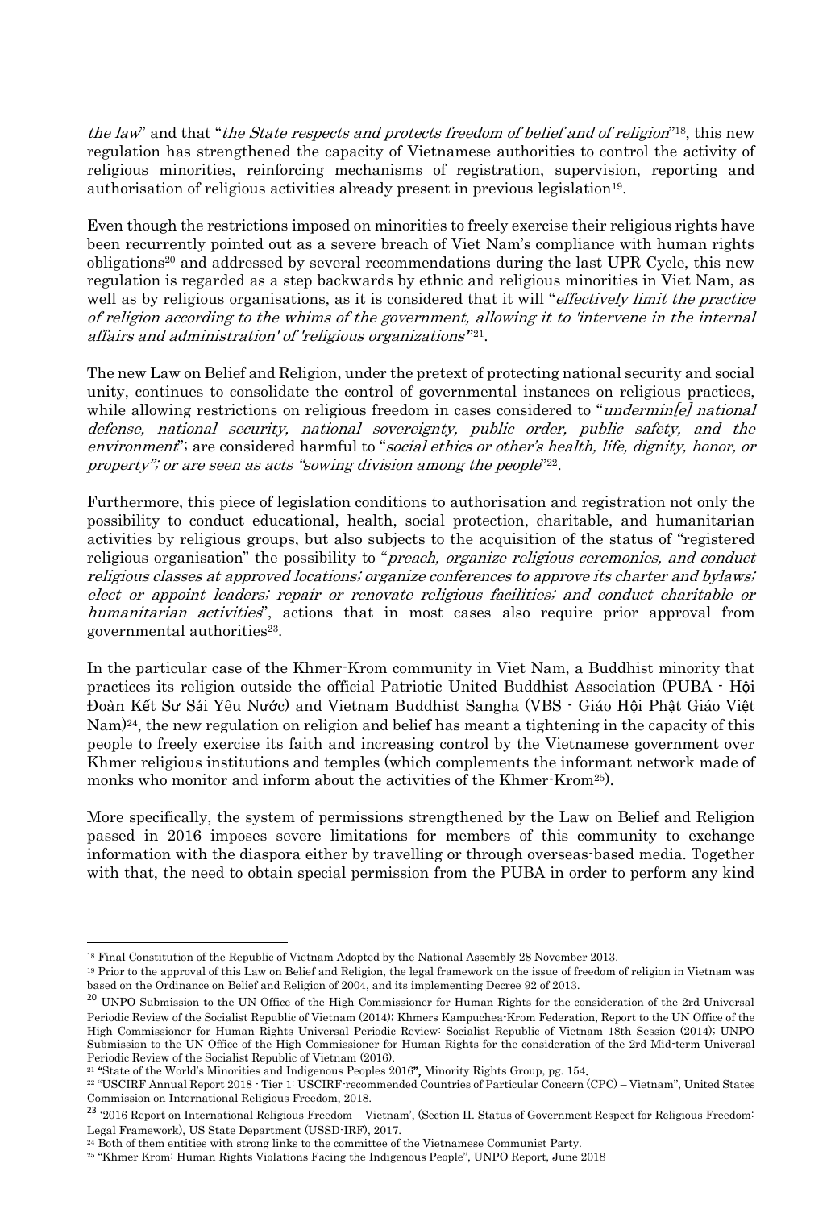*the law*" and that "*the State respects and protects freedom of belief and of religion*"[18], this new regulation has strengthened the capacity of Vietnamese authorities to control the activity of religious minorities, reinforcing mechanisms of registration, supervision, reporting and authorisation of religious activities already present in previous legislation[19].

Even though the restrictions imposed on minorities to freely exercise their religious rights have been recurrently pointed out as a severe breach of Viet Nam's compliance with human rights obligations[20] and addressed by several recommendations during the last UPR Cycle, this new regulation is regarded as a step backwards by ethnic and religious minorities in Viet Nam, as well as by religious organisations, as it is considered that it will "*effectively limit the practice of religion according to the whims of the government, allowing it to 'intervene in the internal affairs and administration' of 'religious organizations'*"[21].

The new Law on Belief and Religion, under the pretext of protecting national security and social unity, continues to consolidate the control of governmental instances on religious practices, while allowing restrictions on religious freedom in cases considered to "*undermin[e] national defense, national security, national sovereignty, public order, public safety, and the environment*"; are considered harmful to "*social ethics or other's health, life, dignity, honor, or property"; or are seen as acts "sowing division among the people*"[22].

Furthermore, this piece of legislation conditions to authorisation and registration not only the possibility to conduct educational, health, social protection, charitable, and humanitarian activities by religious groups, but also subjects to the acquisition of the status of "registered religious organisation" the possibility to "*preach, organize religious ceremonies, and conduct religious classes at approved locations; organize conferences to approve its charter and bylaws; elect or appoint leaders; repair or renovate religious facilities; and conduct charitable or humanitarian activities*", actions that in most cases also require prior approval from governmental authorities[23].

In the particular case of the Khmer-Krom community in Viet Nam, a Buddhist minority that practices its religion outside the official Patriotic United Buddhist Association (PUBA - Hội Đoàn Kết Sư Sải Yêu Nước) and Vietnam Buddhist Sangha (VBS - Giáo Hội Phật Giáo Việt Nam)[24], the new regulation on religion and belief has meant a tightening in the capacity of this people to freely exercise its faith and increasing control by the Vietnamese government over Khmer religious institutions and temples (which complements the informant network made of monks who monitor and inform about the activities of the Khmer-Krom[25]).

More specifically, the system of permissions strengthened by the Law on Belief and Religion passed in 2016 imposes severe limitations for members of this community to exchange information with the diaspora either by travelling or through overseas-based media. Together with that, the need to obtain special permission from the PUBA in order to perform any kind

---

[18] Final Constitution of the Republic of Vietnam Adopted by the National Assembly 28 November 2013.

[19] Prior to the approval of this Law on Belief and Religion, the legal framework on the issue of freedom of religion in Vietnam was based on the Ordinance on Belief and Religion of 2004, and its implementing Decree 92 of 2013.

[20] UNPO Submission to the UN Office of the High Commissioner for Human Rights for the consideration of the 2rd Universal Periodic Review of the Socialist Republic of Vietnam (2014); Khmers Kampuchea-Krom Federation, Report to the UN Office of the High Commissioner for Human Rights Universal Periodic Review: Socialist Republic of Vietnam 18th Session (2014); UNPO Submission to the UN Office of the High Commissioner for Human Rights for the consideration of the 2rd Mid-term Universal Periodic Review of the Socialist Republic of Vietnam (2016).

[21] "State of the World's Minorities and Indigenous Peoples 2016", Minority Rights Group, pg. 154.

[22] "USCIRF Annual Report 2018 - Tier 1: USCIRF-recommended Countries of Particular Concern (CPC) – Vietnam", United States Commission on International Religious Freedom, 2018.

[23] '2016 Report on International Religious Freedom – Vietnam', (Section II. Status of Government Respect for Religious Freedom: Legal Framework), US State Department (USSD-IRF), 2017.

[24] Both of them entities with strong links to the committee of the Vietnamese Communist Party.

[25] "Khmer Krom: Human Rights Violations Facing the Indigenous People", UNPO Report, June 2018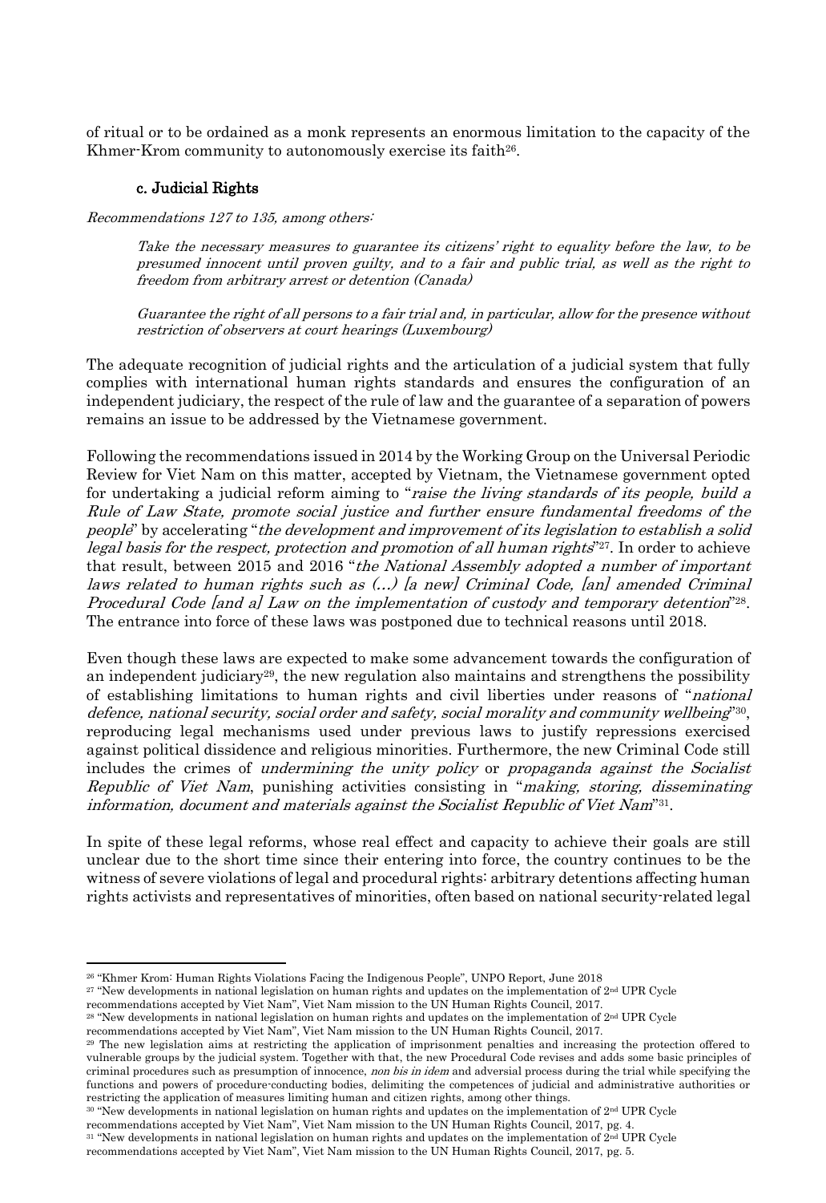of ritual or to be ordained as a monk represents an enormous limitation to the capacity of the Khmer-Krom community to autonomously exercise its faith[26].

### c. Judicial Rights

*Recommendations 127 to 135, among others:*

> *Take the necessary measures to guarantee its citizens' right to equality before the law, to be presumed innocent until proven guilty, and to a fair and public trial, as well as the right to freedom from arbitrary arrest or detention (Canada)*
>
> *Guarantee the right of all persons to a fair trial and, in particular, allow for the presence without restriction of observers at court hearings (Luxembourg)*

The adequate recognition of judicial rights and the articulation of a judicial system that fully complies with international human rights standards and ensures the configuration of an independent judiciary, the respect of the rule of law and the guarantee of a separation of powers remains an issue to be addressed by the Vietnamese government.

Following the recommendations issued in 2014 by the Working Group on the Universal Periodic Review for Viet Nam on this matter, accepted by Vietnam, the Vietnamese government opted for undertaking a judicial reform aiming to "*raise the living standards of its people, build a Rule of Law State, promote social justice and further ensure fundamental freedoms of the people*" by accelerating "*the development and improvement of its legislation to establish a solid legal basis for the respect, protection and promotion of all human rights*"[27]. In order to achieve that result, between 2015 and 2016 "*the National Assembly adopted a number of important laws related to human rights such as (…) [a new] Criminal Code, [an] amended Criminal Procedural Code [and a] Law on the implementation of custody and temporary detention*"[28]. The entrance into force of these laws was postponed due to technical reasons until 2018.

Even though these laws are expected to make some advancement towards the configuration of an independent judiciary[29], the new regulation also maintains and strengthens the possibility of establishing limitations to human rights and civil liberties under reasons of "*national defence, national security, social order and safety, social morality and community wellbeing*"[30], reproducing legal mechanisms used under previous laws to justify repressions exercised against political dissidence and religious minorities. Furthermore, the new Criminal Code still includes the crimes of *undermining the unity policy* or *propaganda against the Socialist Republic of Viet Nam*, punishing activities consisting in "*making, storing, disseminating information, document and materials against the Socialist Republic of Viet Nam*"[31].

In spite of these legal reforms, whose real effect and capacity to achieve their goals are still unclear due to the short time since their entering into force, the country continues to be the witness of severe violations of legal and procedural rights: arbitrary detentions affecting human rights activists and representatives of minorities, often based on national security-related legal

---

[26] "Khmer Krom: Human Rights Violations Facing the Indigenous People", UNPO Report, June 2018

[27] "New developments in national legislation on human rights and updates on the implementation of 2nd UPR Cycle recommendations accepted by Viet Nam", Viet Nam mission to the UN Human Rights Council, 2017.

[28] "New developments in national legislation on human rights and updates on the implementation of 2nd UPR Cycle recommendations accepted by Viet Nam", Viet Nam mission to the UN Human Rights Council, 2017.

[29] The new legislation aims at restricting the application of imprisonment penalties and increasing the protection offered to vulnerable groups by the judicial system. Together with that, the new Procedural Code revises and adds some basic principles of criminal procedures such as presumption of innocence, *non bis in idem* and adversial process during the trial while specifying the functions and powers of procedure-conducting bodies, delimiting the competences of judicial and administrative authorities or restricting the application of measures limiting human and citizen rights, among other things.

[30] "New developments in national legislation on human rights and updates on the implementation of 2nd UPR Cycle recommendations accepted by Viet Nam", Viet Nam mission to the UN Human Rights Council, 2017, pg. 4.

[31] "New developments in national legislation on human rights and updates on the implementation of 2nd UPR Cycle recommendations accepted by Viet Nam", Viet Nam mission to the UN Human Rights Council, 2017, pg. 5.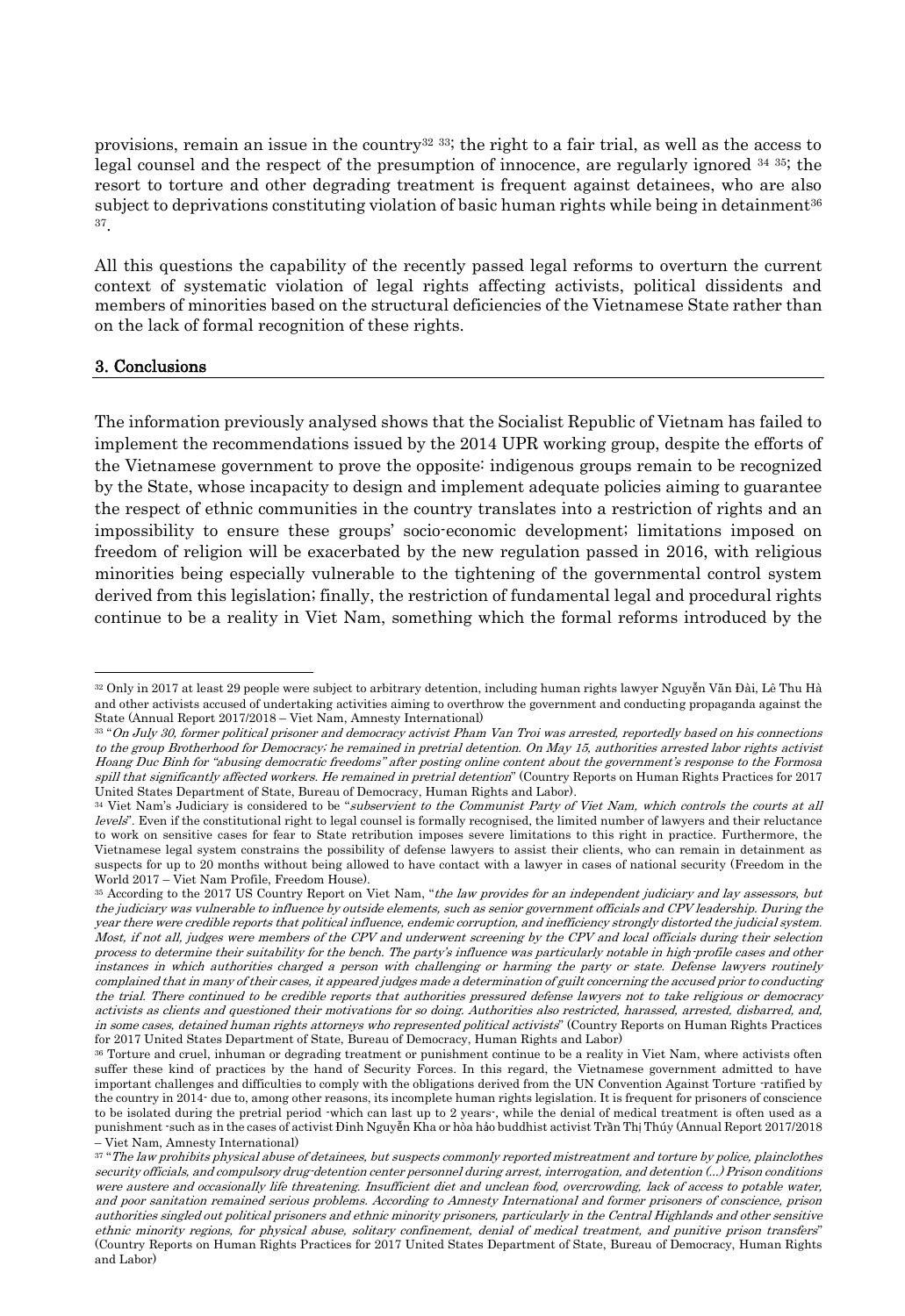provisions, remain an issue in the country[32] [33]; the right to a fair trial, as well as the access to legal counsel and the respect of the presumption of innocence, are regularly ignored [34] [35]; the resort to torture and other degrading treatment is frequent against detainees, who are also subject to deprivations constituting violation of basic human rights while being in detainment[36] [37].

All this questions the capability of the recently passed legal reforms to overturn the current context of systematic violation of legal rights affecting activists, political dissidents and members of minorities based on the structural deficiencies of the Vietnamese State rather than on the lack of formal recognition of these rights.

## 3. Conclusions

The information previously analysed shows that the Socialist Republic of Vietnam has failed to implement the recommendations issued by the 2014 UPR working group, despite the efforts of the Vietnamese government to prove the opposite: indigenous groups remain to be recognized by the State, whose incapacity to design and implement adequate policies aiming to guarantee the respect of ethnic communities in the country translates into a restriction of rights and an impossibility to ensure these groups' socio-economic development; limitations imposed on freedom of religion will be exacerbated by the new regulation passed in 2016, with religious minorities being especially vulnerable to the tightening of the governmental control system derived from this legislation; finally, the restriction of fundamental legal and procedural rights continue to be a reality in Viet Nam, something which the formal reforms introduced by the

---

[32] Only in 2017 at least 29 people were subject to arbitrary detention, including human rights lawyer Nguyễn Văn Đài, Lê Thu Hà and other activists accused of undertaking activities aiming to overthrow the government and conducting propaganda against the State (Annual Report 2017/2018 – Viet Nam, Amnesty International)

[33] "*On July 30, former political prisoner and democracy activist Pham Van Troi was arrested, reportedly based on his connections to the group Brotherhood for Democracy; he remained in pretrial detention. On May 15, authorities arrested labor rights activist Hoang Duc Binh for "abusing democratic freedoms" after posting online content about the government's response to the Formosa spill that significantly affected workers. He remained in pretrial detention*" (Country Reports on Human Rights Practices for 2017 United States Department of State, Bureau of Democracy, Human Rights and Labor).

[34] Viet Nam's Judiciary is considered to be "*subservient to the Communist Party of Viet Nam, which controls the courts at all levels*". Even if the constitutional right to legal counsel is formally recognised, the limited number of lawyers and their reluctance to work on sensitive cases for fear to State retribution imposes severe limitations to this right in practice. Furthermore, the Vietnamese legal system constrains the possibility of defense lawyers to assist their clients, who can remain in detainment as suspects for up to 20 months without being allowed to have contact with a lawyer in cases of national security (Freedom in the World 2017 – Viet Nam Profile, Freedom House).

[35] According to the 2017 US Country Report on Viet Nam, "*the law provides for an independent judiciary and lay assessors, but the judiciary was vulnerable to influence by outside elements, such as senior government officials and CPV leadership. During the year there were credible reports that political influence, endemic corruption, and inefficiency strongly distorted the judicial system. Most, if not all, judges were members of the CPV and underwent screening by the CPV and local officials during their selection process to determine their suitability for the bench. The party's influence was particularly notable in high-profile cases and other instances in which authorities charged a person with challenging or harming the party or state. Defense lawyers routinely complained that in many of their cases, it appeared judges made a determination of guilt concerning the accused prior to conducting the trial. There continued to be credible reports that authorities pressured defense lawyers not to take religious or democracy activists as clients and questioned their motivations for so doing. Authorities also restricted, harassed, arrested, disbarred, and, in some cases, detained human rights attorneys who represented political activists*" (Country Reports on Human Rights Practices for 2017 United States Department of State, Bureau of Democracy, Human Rights and Labor)

[36] Torture and cruel, inhuman or degrading treatment or punishment continue to be a reality in Viet Nam, where activists often suffer these kind of practices by the hand of Security Forces. In this regard, the Vietnamese government admitted to have important challenges and difficulties to comply with the obligations derived from the UN Convention Against Torture -ratified by the country in 2014- due to, among other reasons, its incomplete human rights legislation. It is frequent for prisoners of conscience to be isolated during the pretrial period -which can last up to 2 years-, while the denial of medical treatment is often used as a punishment -such as in the cases of activist Đinh Nguyễn Kha or hòa hảo buddhist activist Trần Thị Thúy (Annual Report 2017/2018 – Viet Nam, Amnesty International)

[37] "*The law prohibits physical abuse of detainees, but suspects commonly reported mistreatment and torture by police, plainclothes security officials, and compulsory drug-detention center personnel during arrest, interrogation, and detention (...) Prison conditions were austere and occasionally life threatening. Insufficient diet and unclean food, overcrowding, lack of access to potable water, and poor sanitation remained serious problems. According to Amnesty International and former prisoners of conscience, prison authorities singled out political prisoners and ethnic minority prisoners, particularly in the Central Highlands and other sensitive ethnic minority regions, for physical abuse, solitary confinement, denial of medical treatment, and punitive prison transfers*" (Country Reports on Human Rights Practices for 2017 United States Department of State, Bureau of Democracy, Human Rights and Labor)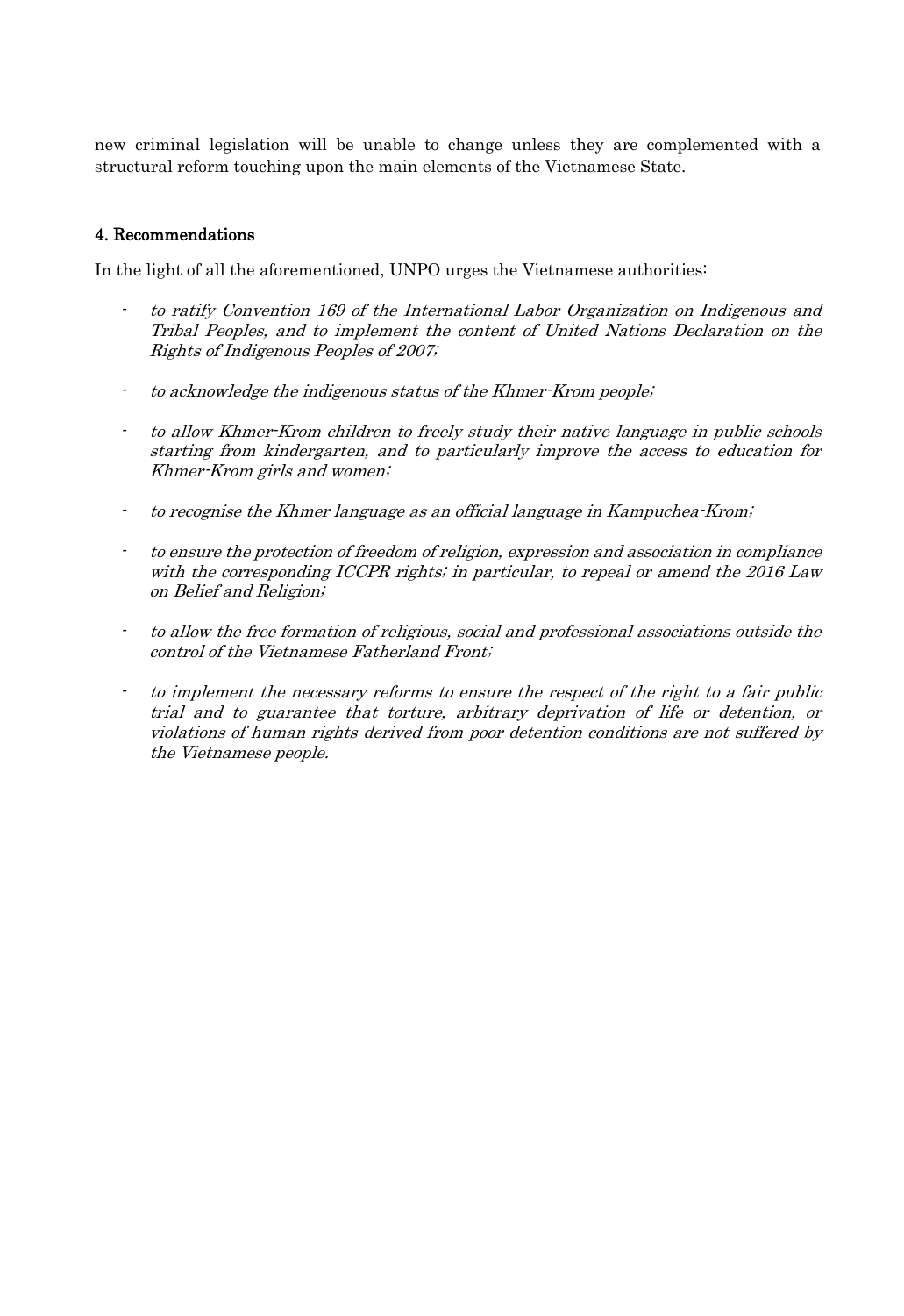new criminal legislation will be unable to change unless they are complemented with a structural reform touching upon the main elements of the Vietnamese State.

## 4. Recommendations

In the light of all the aforementioned, UNPO urges the Vietnamese authorities:

- *to ratify Convention 169 of the International Labor Organization on Indigenous and Tribal Peoples, and to implement the content of United Nations Declaration on the Rights of Indigenous Peoples of 2007;*

- *to acknowledge the indigenous status of the Khmer-Krom people;*

- *to allow Khmer-Krom children to freely study their native language in public schools starting from kindergarten, and to particularly improve the access to education for Khmer-Krom girls and women;*

- *to recognise the Khmer language as an official language in Kampuchea-Krom;*

- *to ensure the protection of freedom of religion, expression and association in compliance with the corresponding ICCPR rights; in particular, to repeal or amend the 2016 Law on Belief and Religion;*

- *to allow the free formation of religious, social and professional associations outside the control of the Vietnamese Fatherland Front;*

- *to implement the necessary reforms to ensure the respect of the right to a fair public trial and to guarantee that torture, arbitrary deprivation of life or detention, or violations of human rights derived from poor detention conditions are not suffered by the Vietnamese people.*